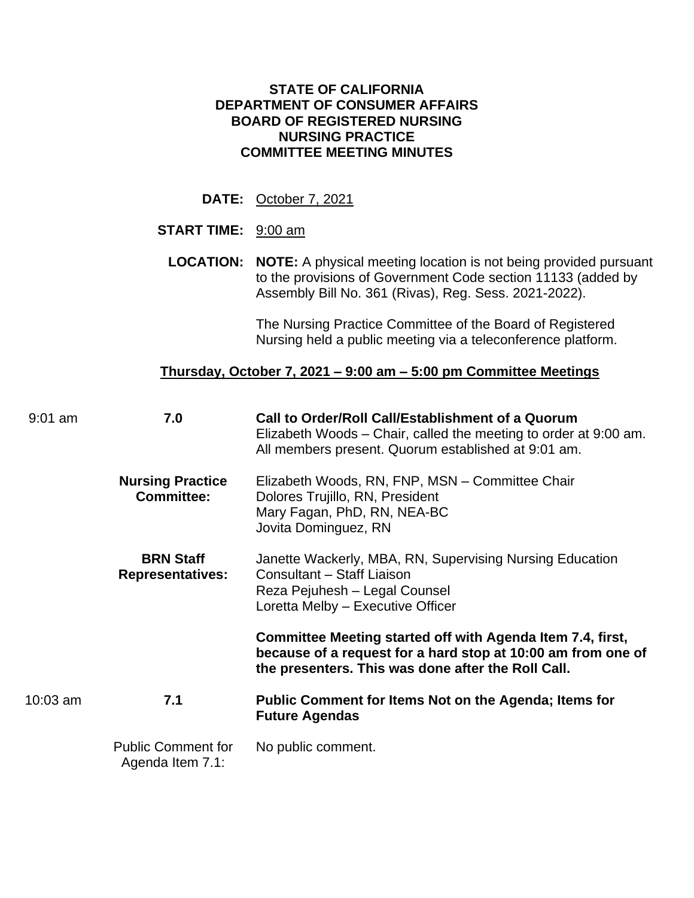# STATE OF CALIFORNIA
# DEPARTMENT OF CONSUMER AFFAIRS
# BOARD OF REGISTERED NURSING
# NURSING PRACTICE
# COMMITTEE MEETING MINUTES

**DATE:** October 7, 2021

**START TIME:** 9:00 am

**LOCATION:** **NOTE:** A physical meeting location is not being provided pursuant to the provisions of Government Code section 11133 (added by Assembly Bill No. 361 (Rivas), Reg. Sess. 2021-2022).

The Nursing Practice Committee of the Board of Registered Nursing held a public meeting via a teleconference platform.

**Thursday, October 7, 2021 – 9:00 am – 5:00 pm Committee Meetings**

9:01 am **7.0** **Call to Order/Roll Call/Establishment of a Quorum**

Elizabeth Woods – Chair, called the meeting to order at 9:00 am. All members present. Quorum established at 9:01 am.

**Nursing Practice Committee:**

Elizabeth Woods, RN, FNP, MSN – Committee Chair
Dolores Trujillo, RN, President
Mary Fagan, PhD, RN, NEA-BC
Jovita Dominguez, RN

**BRN Staff Representatives:**

Janette Wackerly, MBA, RN, Supervising Nursing Education Consultant – Staff Liaison
Reza Pejuhesh – Legal Counsel
Loretta Melby – Executive Officer

**Committee Meeting started off with Agenda Item 7.4, first, because of a request for a hard stop at 10:00 am from one of the presenters. This was done after the Roll Call.**

10:03 am **7.1** **Public Comment for Items Not on the Agenda; Items for Future Agendas**

Public Comment for Agenda Item 7.1: No public comment.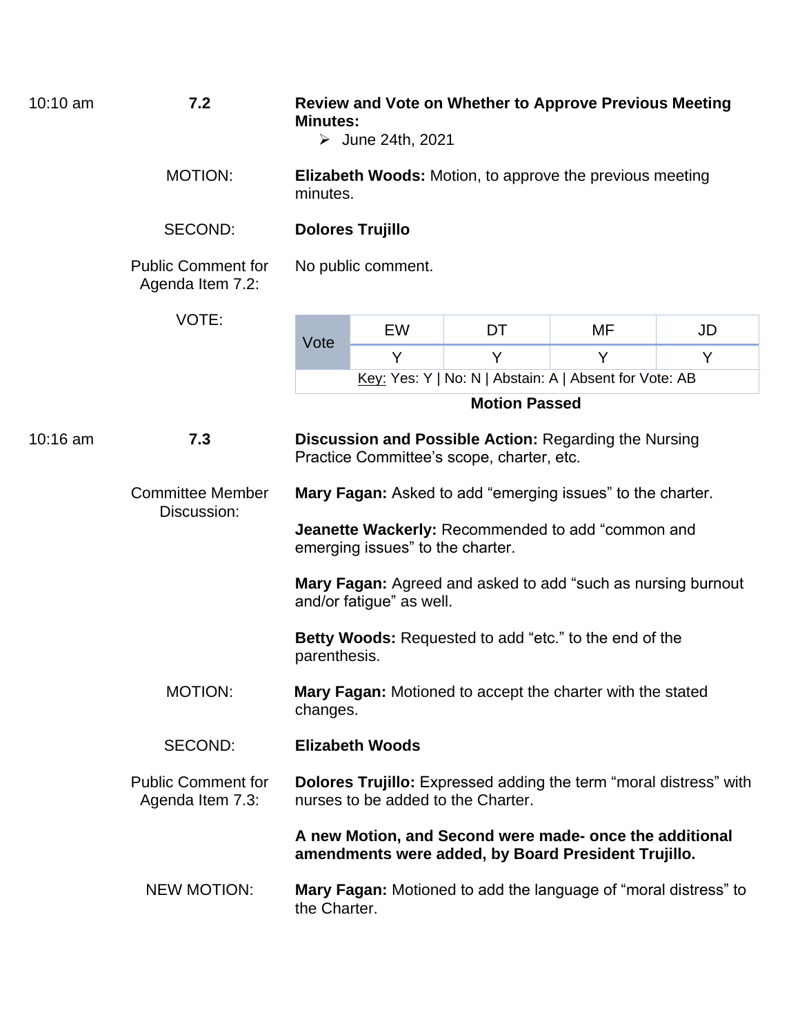10:10 am **7.2** **Review and Vote on Whether to Approve Previous Meeting Minutes:**

- June 24th, 2021

MOTION: **Elizabeth Woods:** Motion, to approve the previous meeting minutes.

SECOND: **Dolores Trujillo**

Public Comment for Agenda Item 7.2: No public comment.

VOTE:

| Vote | EW | DT | MF | JD |
|---|---|---|---|---|
| | Y | Y | Y | Y |
| Key: Yes: Y \| No: N \| Abstain: A \| Absent for Vote: AB | | | | |

**Motion Passed**

10:16 am **7.3** **Discussion and Possible Action:** Regarding the Nursing Practice Committee's scope, charter, etc.

Committee Member Discussion:

**Mary Fagan:** Asked to add "emerging issues" to the charter.

**Jeanette Wackerly:** Recommended to add "common and emerging issues" to the charter.

**Mary Fagan:** Agreed and asked to add "such as nursing burnout and/or fatigue" as well.

**Betty Woods:** Requested to add "etc." to the end of the parenthesis.

MOTION: **Mary Fagan:** Motioned to accept the charter with the stated changes.

SECOND: **Elizabeth Woods**

Public Comment for Agenda Item 7.3: **Dolores Trujillo:** Expressed adding the term "moral distress" with nurses to be added to the Charter.

**A new Motion, and Second were made- once the additional amendments were added, by Board President Trujillo.**

NEW MOTION: **Mary Fagan:** Motioned to add the language of "moral distress" to the Charter.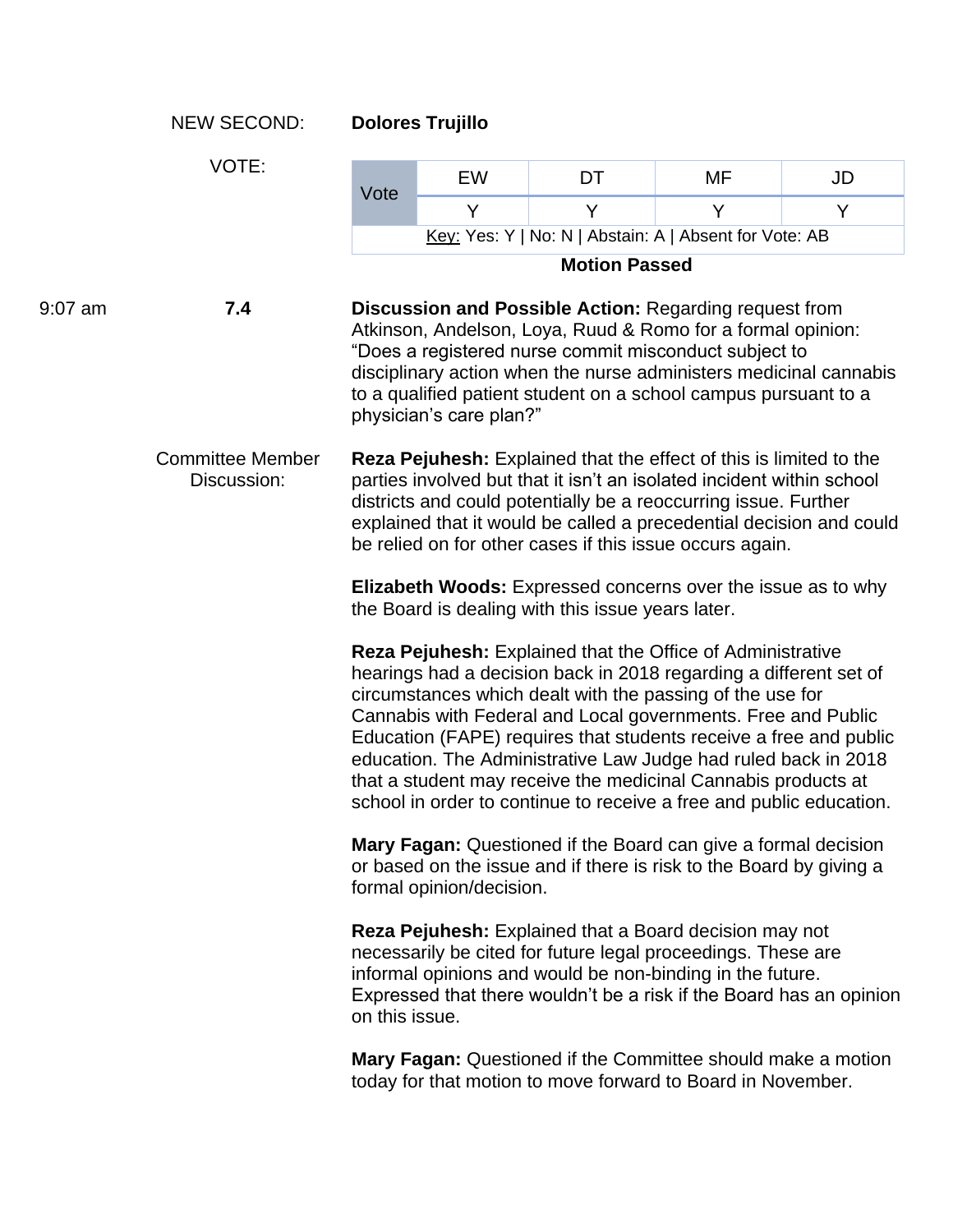NEW SECOND: **Dolores Trujillo**

VOTE:

| Vote | EW | DT | MF | JD |
|---|---|---|---|---|
| | Y | Y | Y | Y |

Key: Yes: Y | No: N | Abstain: A | Absent for Vote: AB

**Motion Passed**

9:07 am **7.4** **Discussion and Possible Action:** Regarding request from Atkinson, Andelson, Loya, Ruud & Romo for a formal opinion: "Does a registered nurse commit misconduct subject to disciplinary action when the nurse administers medicinal cannabis to a qualified patient student on a school campus pursuant to a physician's care plan?"

Committee Member Discussion:

**Reza Pejuhesh:** Explained that the effect of this is limited to the parties involved but that it isn't an isolated incident within school districts and could potentially be a reoccurring issue. Further explained that it would be called a precedential decision and could be relied on for other cases if this issue occurs again.

**Elizabeth Woods:** Expressed concerns over the issue as to why the Board is dealing with this issue years later.

**Reza Pejuhesh:** Explained that the Office of Administrative hearings had a decision back in 2018 regarding a different set of circumstances which dealt with the passing of the use for Cannabis with Federal and Local governments. Free and Public Education (FAPE) requires that students receive a free and public education. The Administrative Law Judge had ruled back in 2018 that a student may receive the medicinal Cannabis products at school in order to continue to receive a free and public education.

**Mary Fagan:** Questioned if the Board can give a formal decision or based on the issue and if there is risk to the Board by giving a formal opinion/decision.

**Reza Pejuhesh:** Explained that a Board decision may not necessarily be cited for future legal proceedings. These are informal opinions and would be non-binding in the future. Expressed that there wouldn't be a risk if the Board has an opinion on this issue.

**Mary Fagan:** Questioned if the Committee should make a motion today for that motion to move forward to Board in November.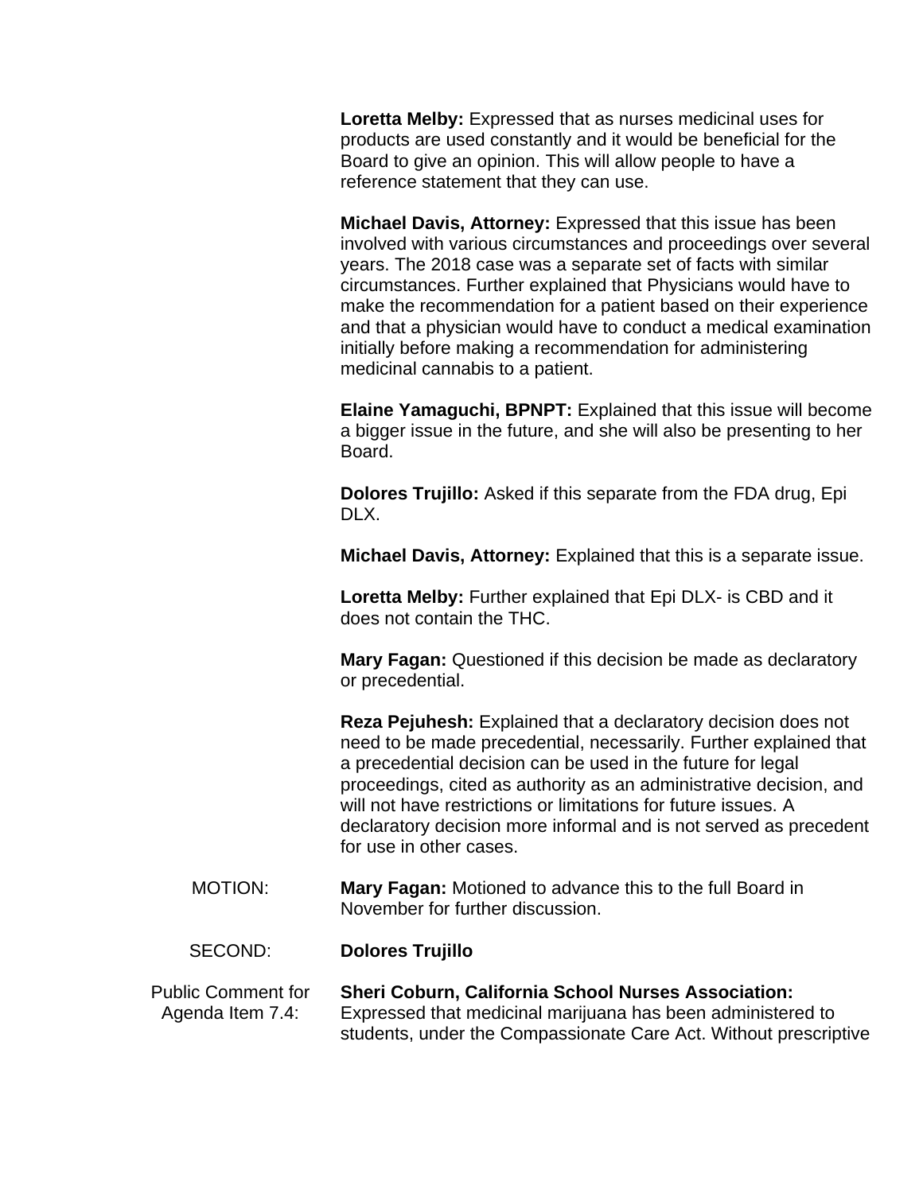**Loretta Melby:** Expressed that as nurses medicinal uses for products are used constantly and it would be beneficial for the Board to give an opinion. This will allow people to have a reference statement that they can use.

**Michael Davis, Attorney:** Expressed that this issue has been involved with various circumstances and proceedings over several years. The 2018 case was a separate set of facts with similar circumstances. Further explained that Physicians would have to make the recommendation for a patient based on their experience and that a physician would have to conduct a medical examination initially before making a recommendation for administering medicinal cannabis to a patient.

**Elaine Yamaguchi, BPNPT:** Explained that this issue will become a bigger issue in the future, and she will also be presenting to her Board.

**Dolores Trujillo:** Asked if this separate from the FDA drug, Epi DLX.

**Michael Davis, Attorney:** Explained that this is a separate issue.

**Loretta Melby:** Further explained that Epi DLX- is CBD and it does not contain the THC.

**Mary Fagan:** Questioned if this decision be made as declaratory or precedential.

**Reza Pejuhesh:** Explained that a declaratory decision does not need to be made precedential, necessarily. Further explained that a precedential decision can be used in the future for legal proceedings, cited as authority as an administrative decision, and will not have restrictions or limitations for future issues. A declaratory decision more informal and is not served as precedent for use in other cases.

MOTION: **Mary Fagan:** Motioned to advance this to the full Board in November for further discussion.

SECOND: **Dolores Trujillo**

Public Comment for Agenda Item 7.4: **Sheri Coburn, California School Nurses Association:** Expressed that medicinal marijuana has been administered to students, under the Compassionate Care Act. Without prescriptive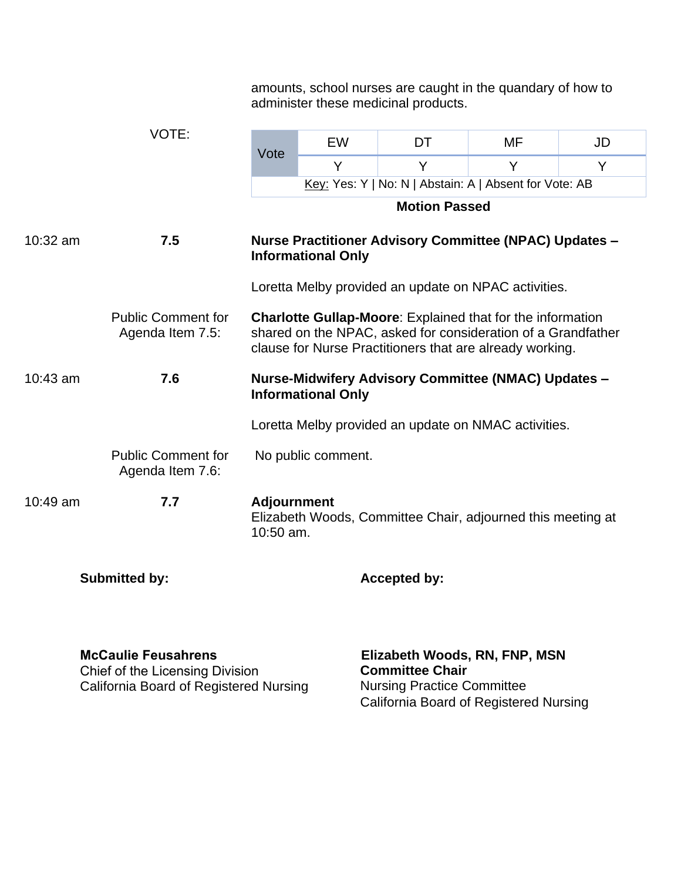amounts, school nurses are caught in the quandary of how to administer these medicinal products.

VOTE:

| Vote | EW | DT | MF | JD |
|---|---|---|---|---|
| | Y | Y | Y | Y |

Key: Yes: Y | No: N | Abstain: A | Absent for Vote: AB

**Motion Passed**

10:32 am **7.5** **Nurse Practitioner Advisory Committee (NPAC) Updates – Informational Only**

Loretta Melby provided an update on NPAC activities.

Public Comment for Agenda Item 7.5:

**Charlotte Gullap-Moore**: Explained that for the information shared on the NPAC, asked for consideration of a Grandfather clause for Nurse Practitioners that are already working.

10:43 am **7.6** **Nurse-Midwifery Advisory Committee (NMAC) Updates – Informational Only**

Loretta Melby provided an update on NMAC activities.

Public Comment for Agenda Item 7.6:

No public comment.

10:49 am **7.7** **Adjournment**

Elizabeth Woods, Committee Chair, adjourned this meeting at 10:50 am.

**Submitted by:**

**McCaulie Feusahrens**
Chief of the Licensing Division
California Board of Registered Nursing

**Accepted by:**

**Elizabeth Woods, RN, FNP, MSN**
**Committee Chair**
Nursing Practice Committee
California Board of Registered Nursing